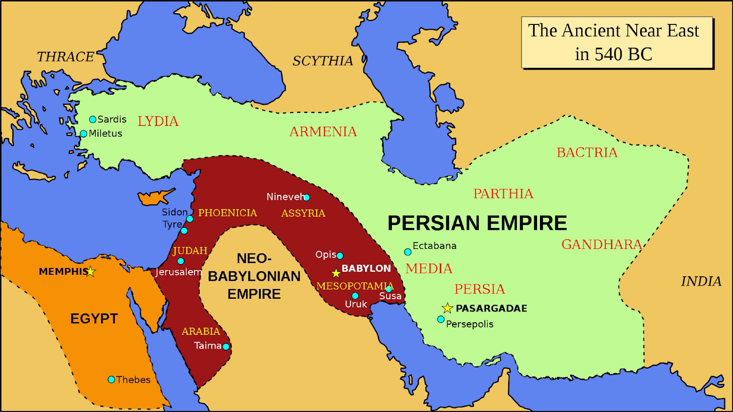# The Ancient Near East in 540 BC

*THRACE*

*SCYTHIA*

*INDIA*

LYDIA
- Sardis
- Miletus

ARMENIA

BACTRIA

PARTHIA

**PERSIAN EMPIRE**
- Ectabana
- MEDIA
- PERSIA
- **PASARGADAE**
- Persepolis

GANDHARA

**NEO-BABYLONIAN EMPIRE**
- PHOENICIA
- Sidon
- Tyre
- ASSYRIA
- Nineveh
- JUDAH
- Jerusalem
- Opis
- **BABYLON**
- MESOPOTAMIA
- Uruk
- Susa
- ARABIA
- Taima

**EGYPT**
- **MEMPHIS**
- Thebes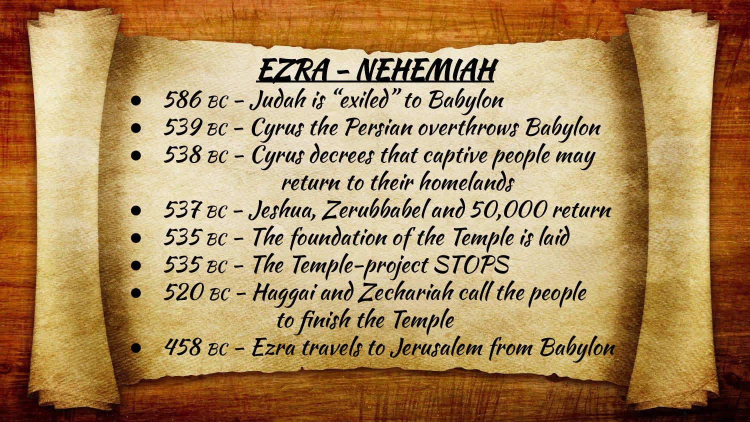# EZRA – NEHEMIAH

- 586 BC – Judah is "exiled" to Babylon
- 539 BC – Cyrus the Persian overthrows Babylon
- 538 BC – Cyrus decrees that captive people may return to their homelands
- 537 BC – Jeshua, Zerubbabel and 50,000 return
- 535 BC – The foundation of the Temple is laid
- 535 BC – The Temple-project STOPS
- 520 BC – Haggai and Zechariah call the people to finish the Temple
- 458 BC – Ezra travels to Jerusalem from Babylon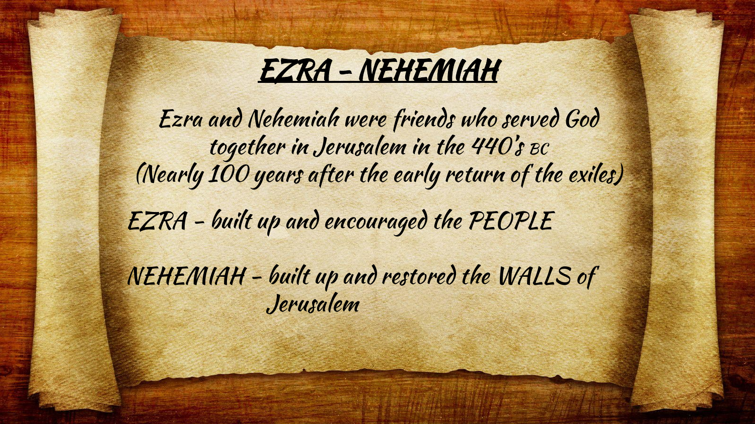# EZRA – NEHEMIAH

Ezra and Nehemiah were friends who served God together in Jerusalem in the 440's BC
(Nearly 100 years after the early return of the exiles)

EZRA – built up and encouraged the PEOPLE

NEHEMIAH – built up and restored the WALLS of Jerusalem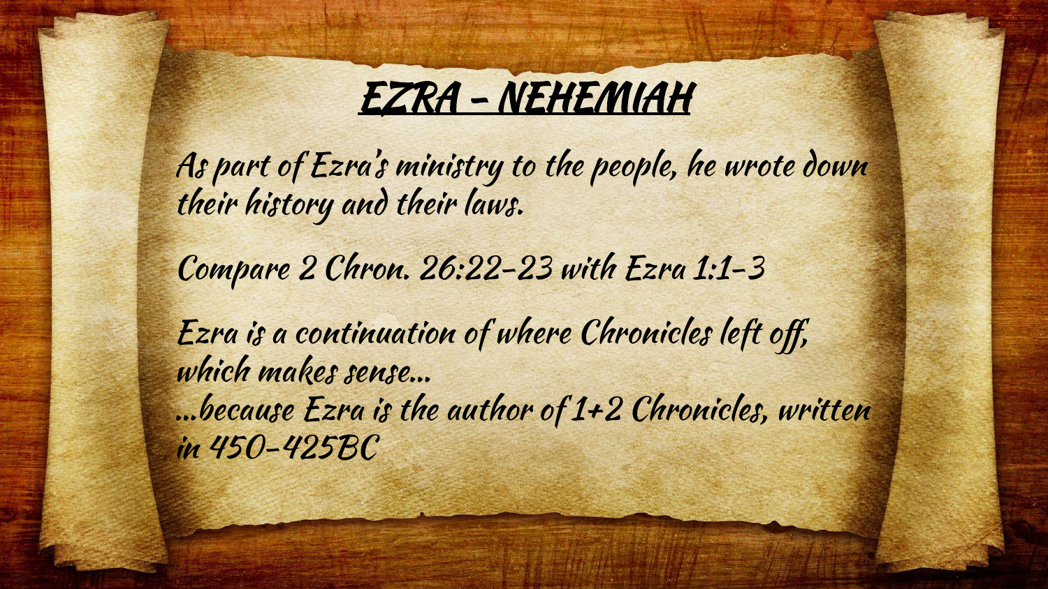# EZRA – NEHEMIAH

As part of Ezra's ministry to the people, he wrote down their history and their laws.

Compare 2 Chron. 26:22-23 with Ezra 1:1-3

Ezra is a continuation of where Chronicles left off, which makes sense…
…because Ezra is the author of 1+2 Chronicles, written in 450-425BC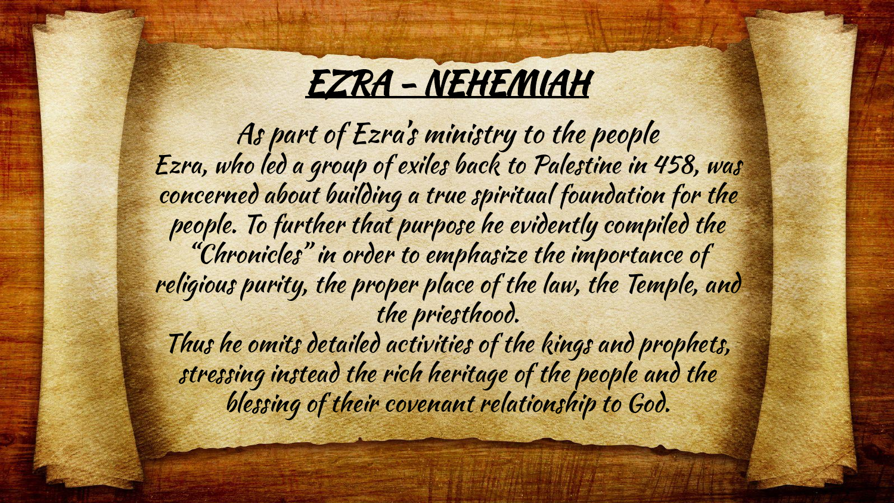# EZRA – NEHEMIAH

As part of Ezra's ministry to the people

Ezra, who led a group of exiles back to Palestine in 458, was concerned about building a true spiritual foundation for the people. To further that purpose he evidently compiled the "Chronicles" in order to emphasize the importance of religious purity, the proper place of the law, the Temple, and the priesthood.

Thus he omits detailed activities of the kings and prophets, stressing instead the rich heritage of the people and the blessing of their covenant relationship to God.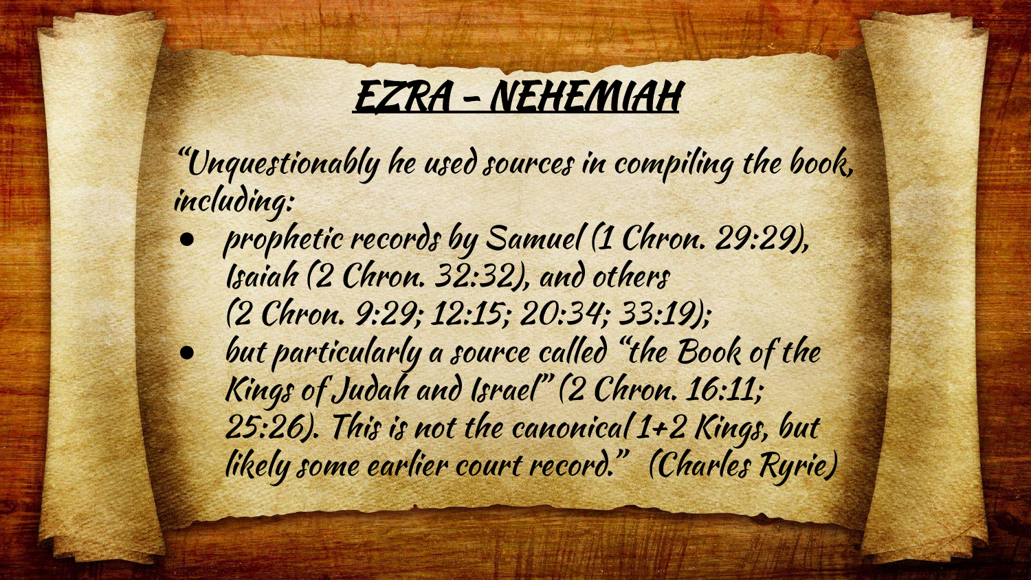# EZRA – NEHEMIAH

*"Unquestionably he used sources in compiling the book, including:*

- *prophetic records by Samuel (1 Chron. 29:29), Isaiah (2 Chron. 32:32), and others (2 Chron. 9:29; 12:15; 20:34; 33:19);*
- *but particularly a source called "the Book of the Kings of Judah and Israel" (2 Chron. 16:11; 25:26). This is not the canonical 1+2 Kings, but likely some earlier court record." (Charles Ryrie)*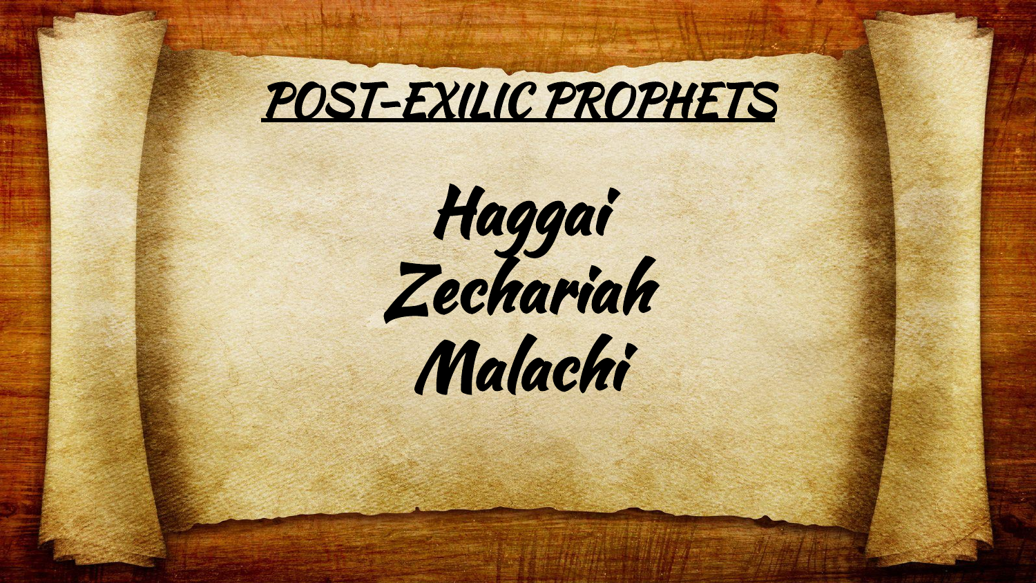# POST-EXILIC PROPHETS

Haggai

Zechariah

Malachi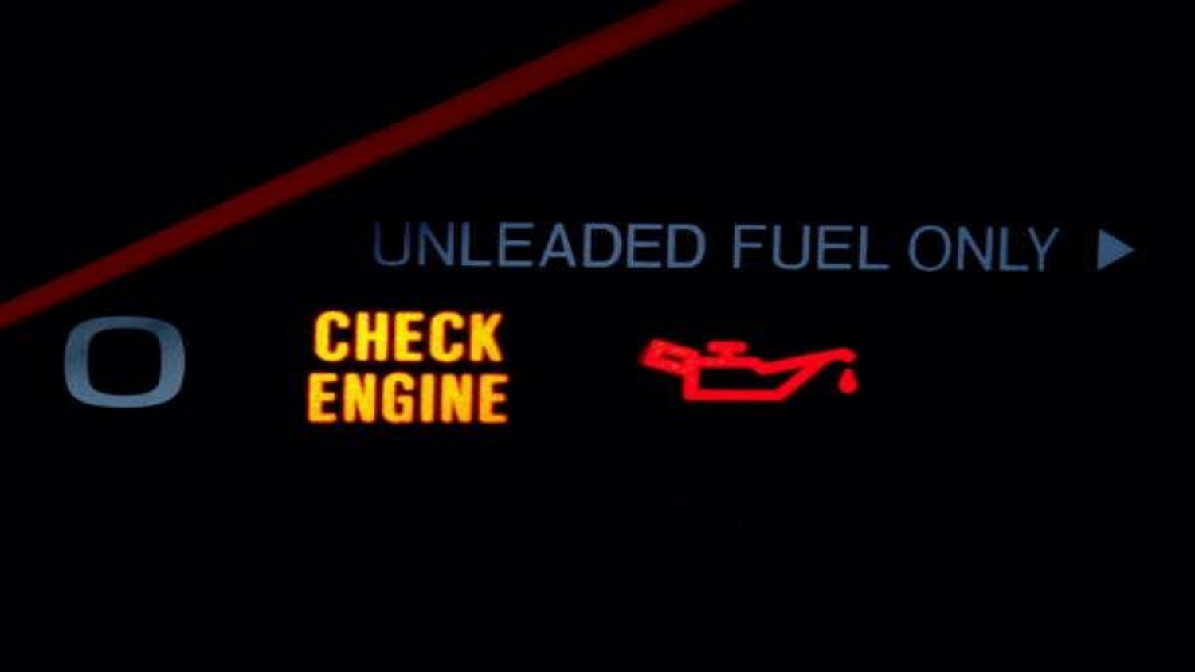UNLEADED FUEL ONLY ▶

O

CHECK
ENGINE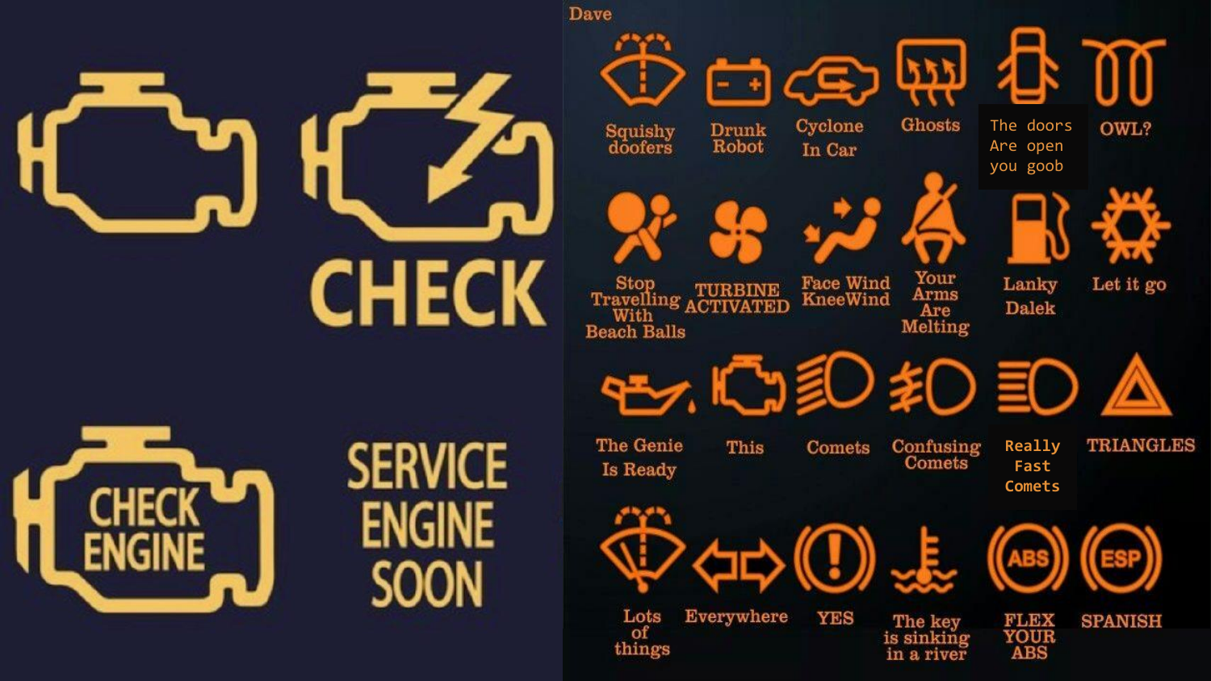CHECK

CHECK ENGINE

SERVICE ENGINE SOON

Dave

| | | | | | |
|---|---|---|---|---|---|
| Squishy doofers | Drunk Robot | Cyclone In Car | Ghosts | The doors Are open you goob | OWL? |
| Stop Travelling With Beach Balls | TURBINE ACTIVATED | Face Wind KneeWind | Your Arms Are Melting | Lanky Dalek | Let it go |
| The Genie Is Ready | This | Comets | Confusing Comets | Really Fast Comets | TRIANGLES |
| Lots of things | Everywhere | YES | The key is sinking in a river | FLEX YOUR ABS | SPANISH |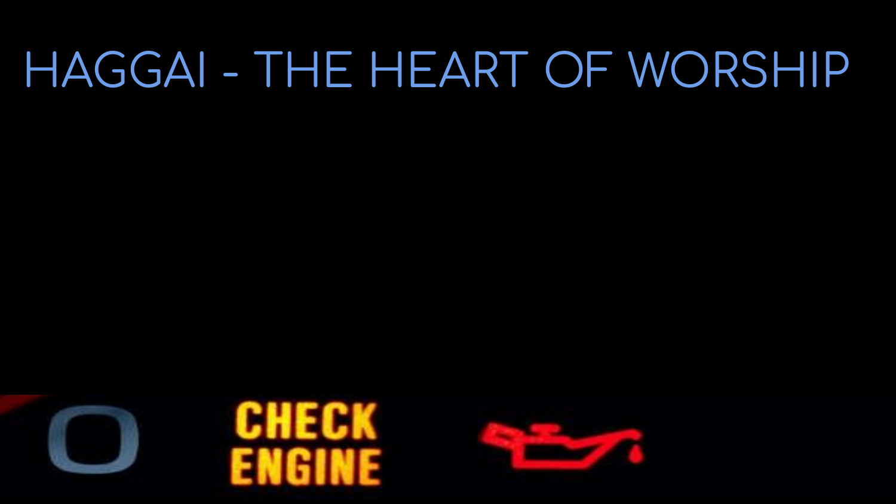# HAGGAI - THE HEART OF WORSHIP

CHECK
ENGINE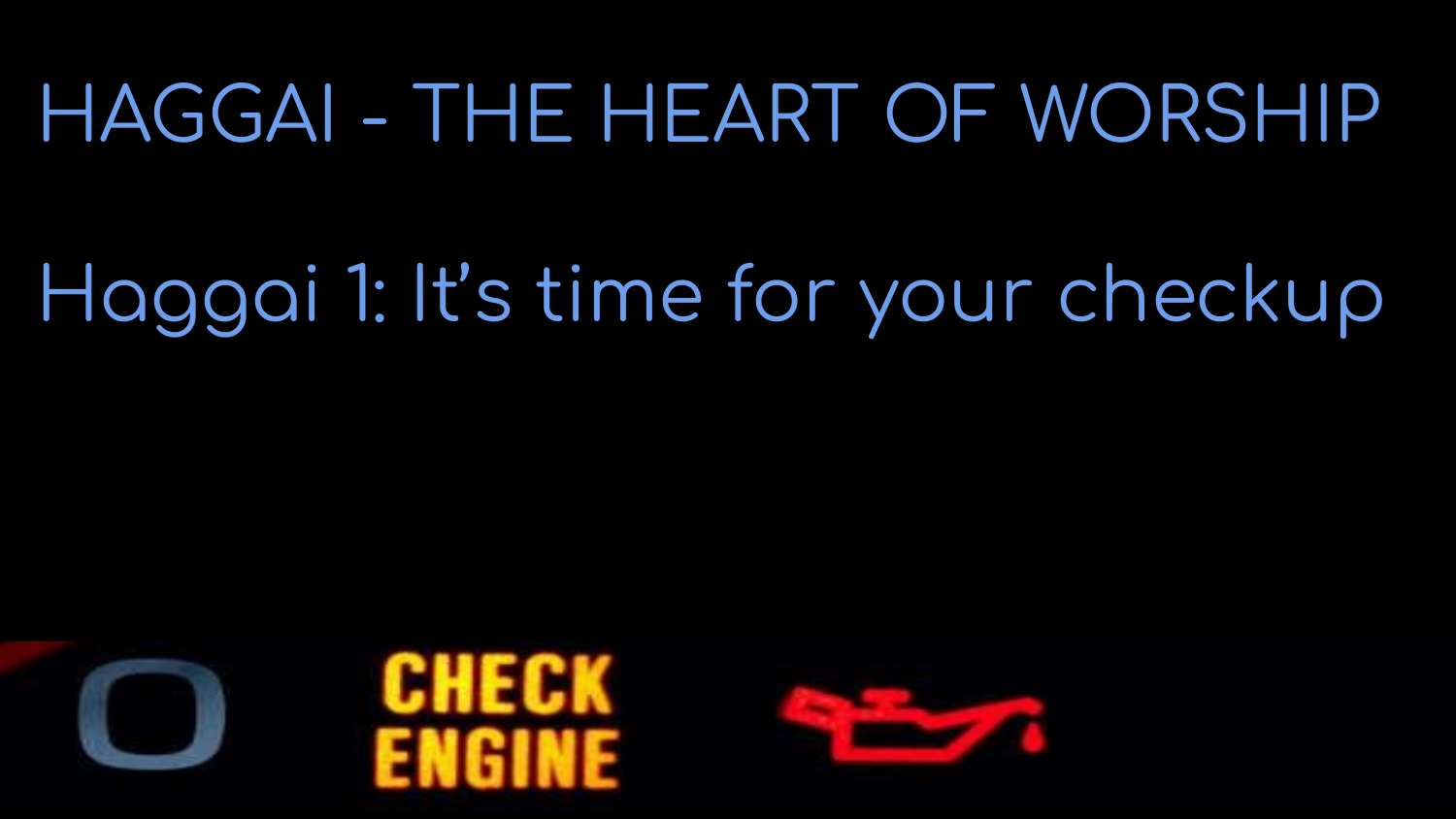# HAGGAI - THE HEART OF WORSHIP

## Haggai 1: It's time for your checkup

CHECK ENGINE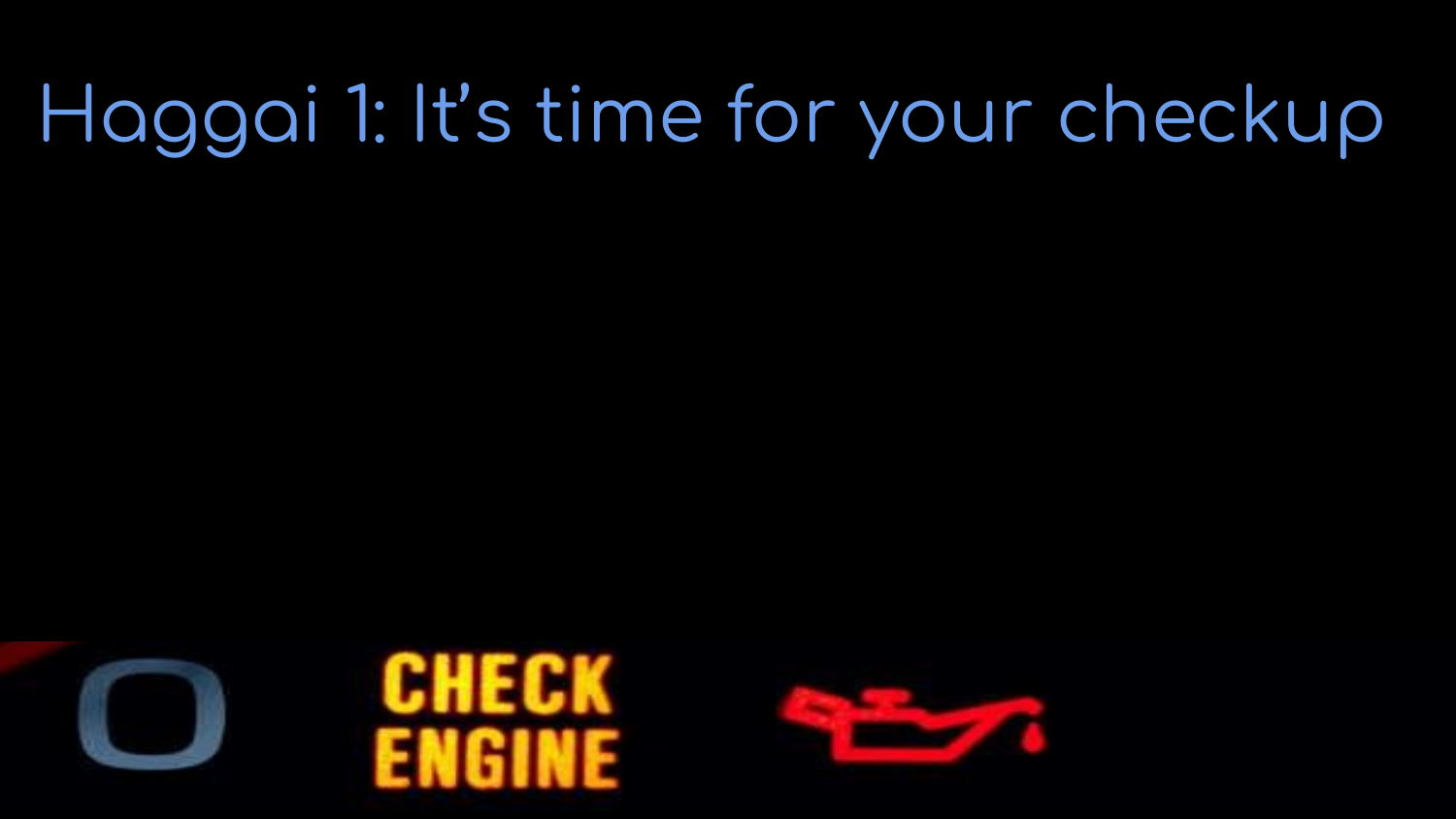# Haggai 1: It's time for your checkup

CHECK
ENGINE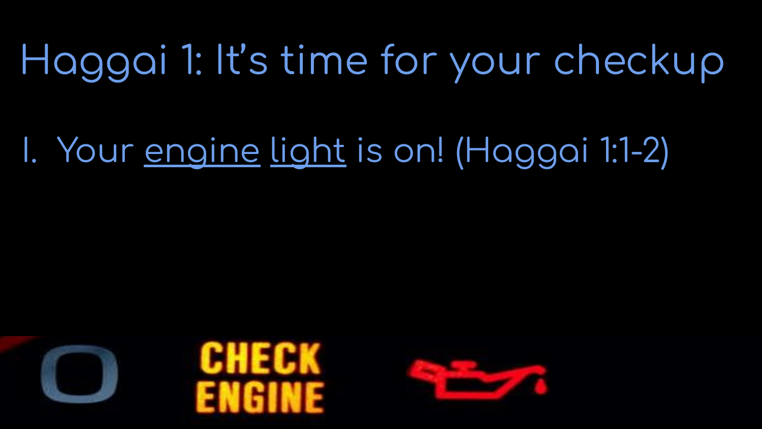# Haggai 1: It's time for your checkup

1. Your engine light is on! (Haggai 1:1-2)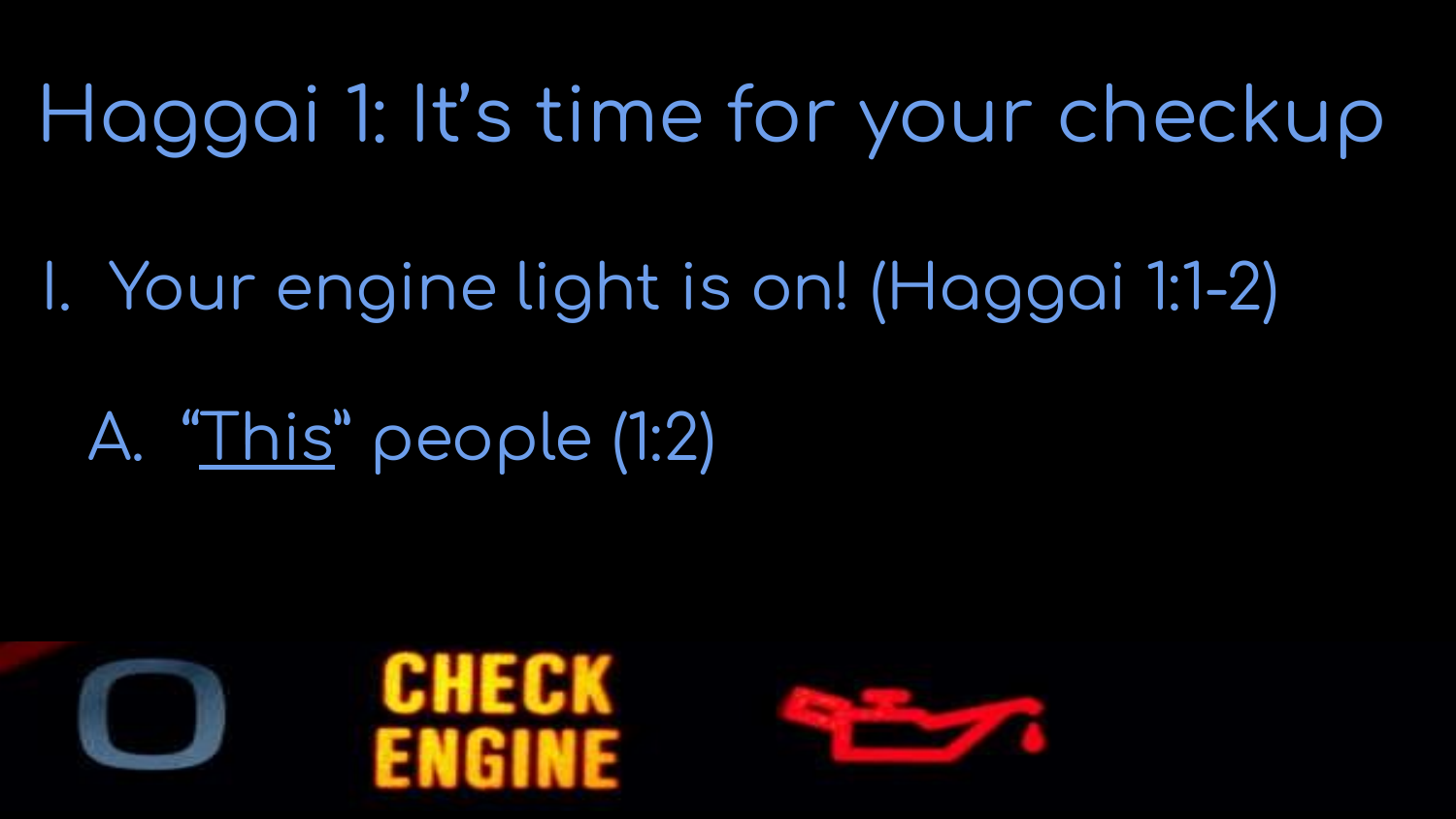# Haggai 1: It's time for your checkup

I. Your engine light is on! (Haggai 1:1-2)

   A. "<u>This</u>" people (1:2)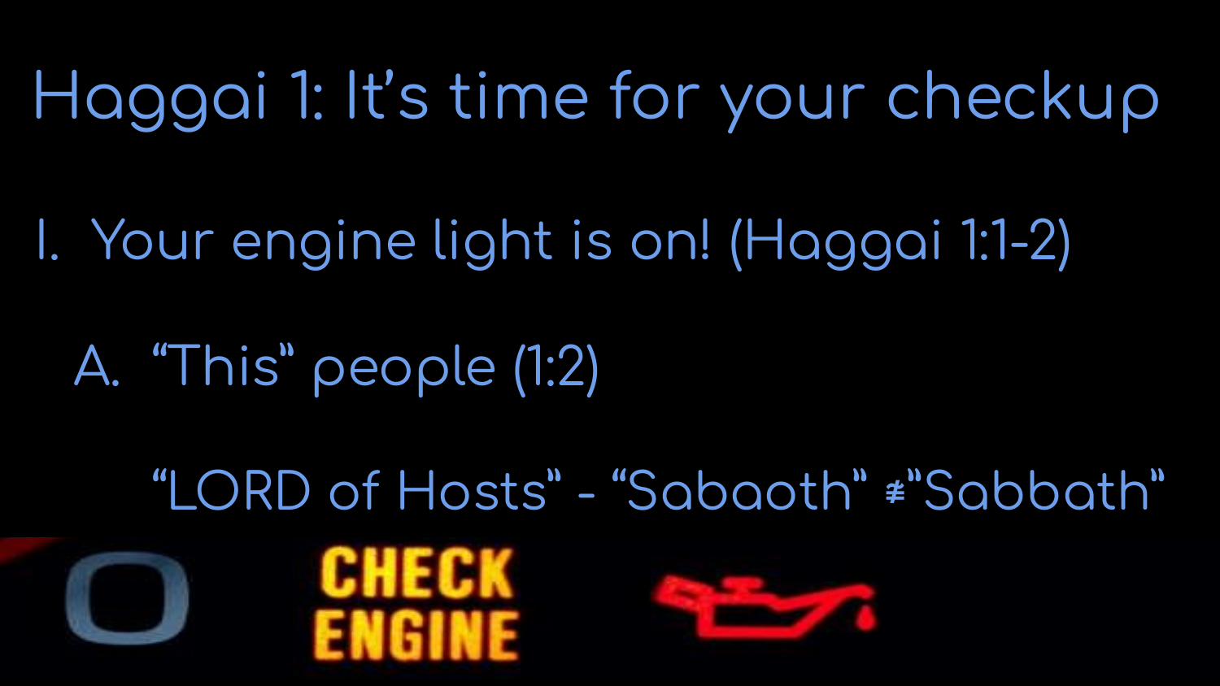# Haggai 1: It's time for your checkup

I. Your engine light is on! (Haggai 1:1-2)

   A. "This" people (1:2)

      "LORD of Hosts" - "Sabaoth" ≢ "Sabbath"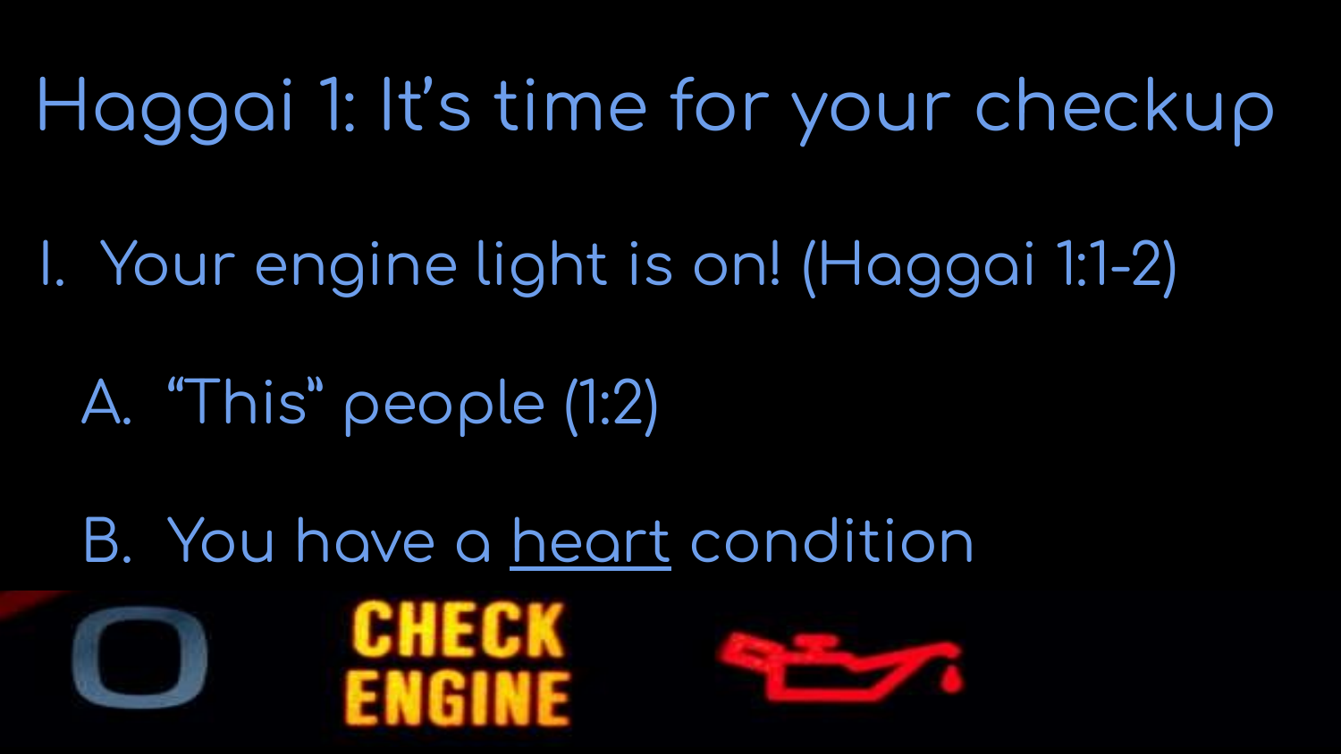# Haggai 1: It's time for your checkup

I. Your engine light is on! (Haggai 1:1-2)

   A. "This" people (1:2)

   B. You have a heart condition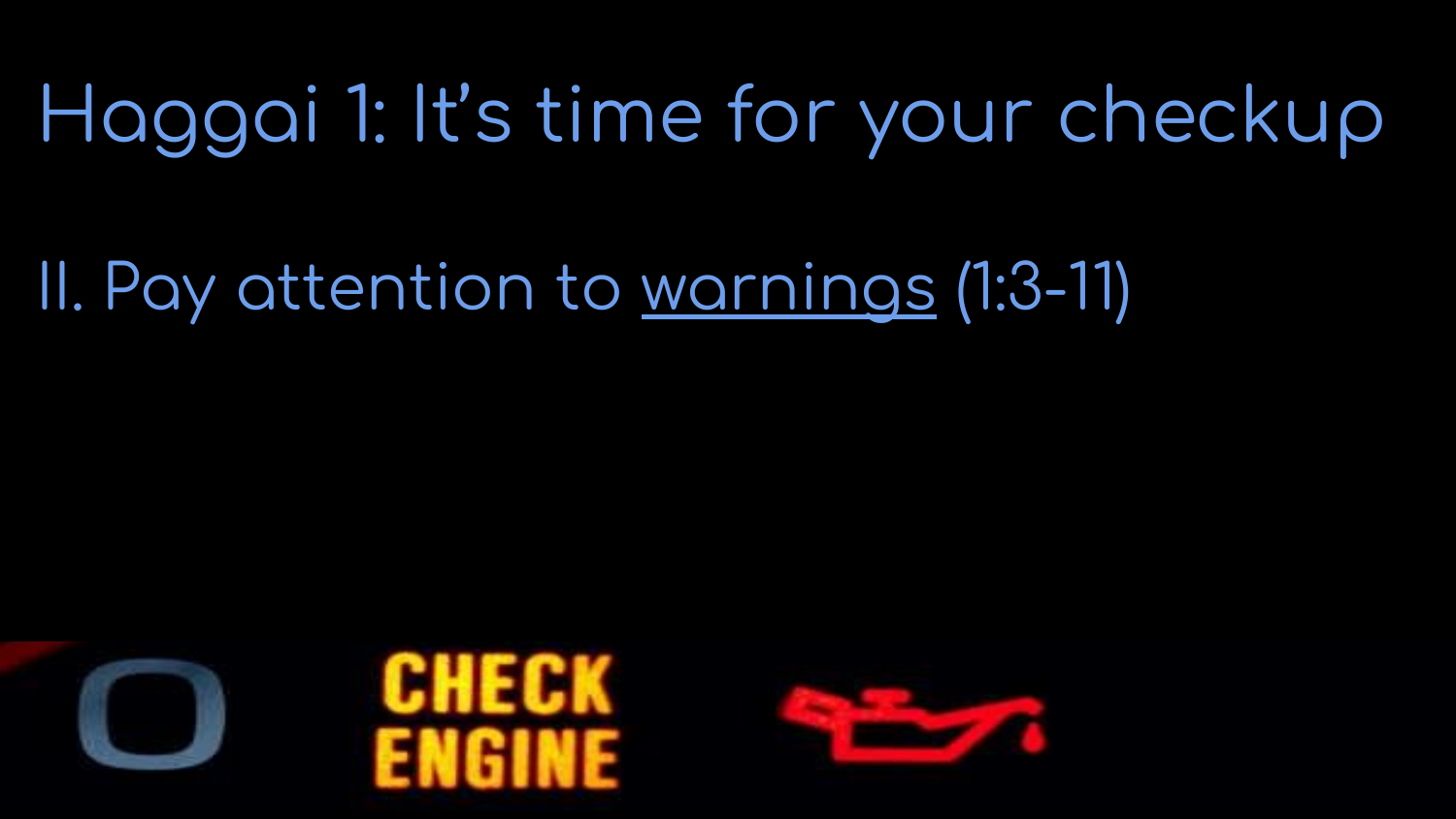# Haggai 1: It's time for your checkup

II. Pay attention to <u>warnings</u> (1:3-11)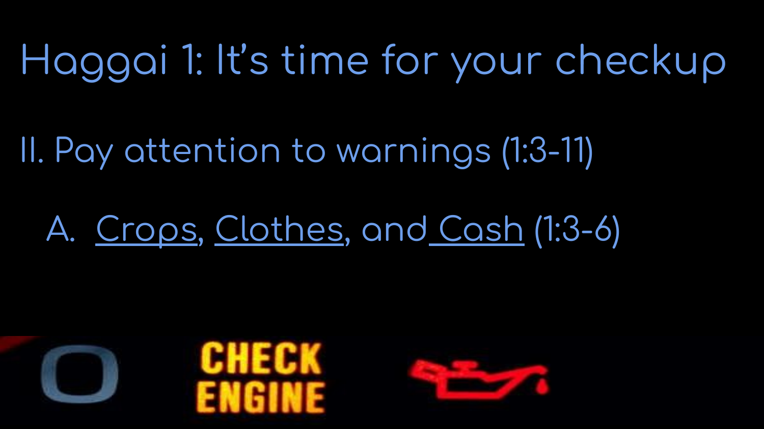# Haggai 1: It's time for your checkup

## II. Pay attention to warnings (1:3-11)

A. Crops, Clothes, and Cash (1:3-6)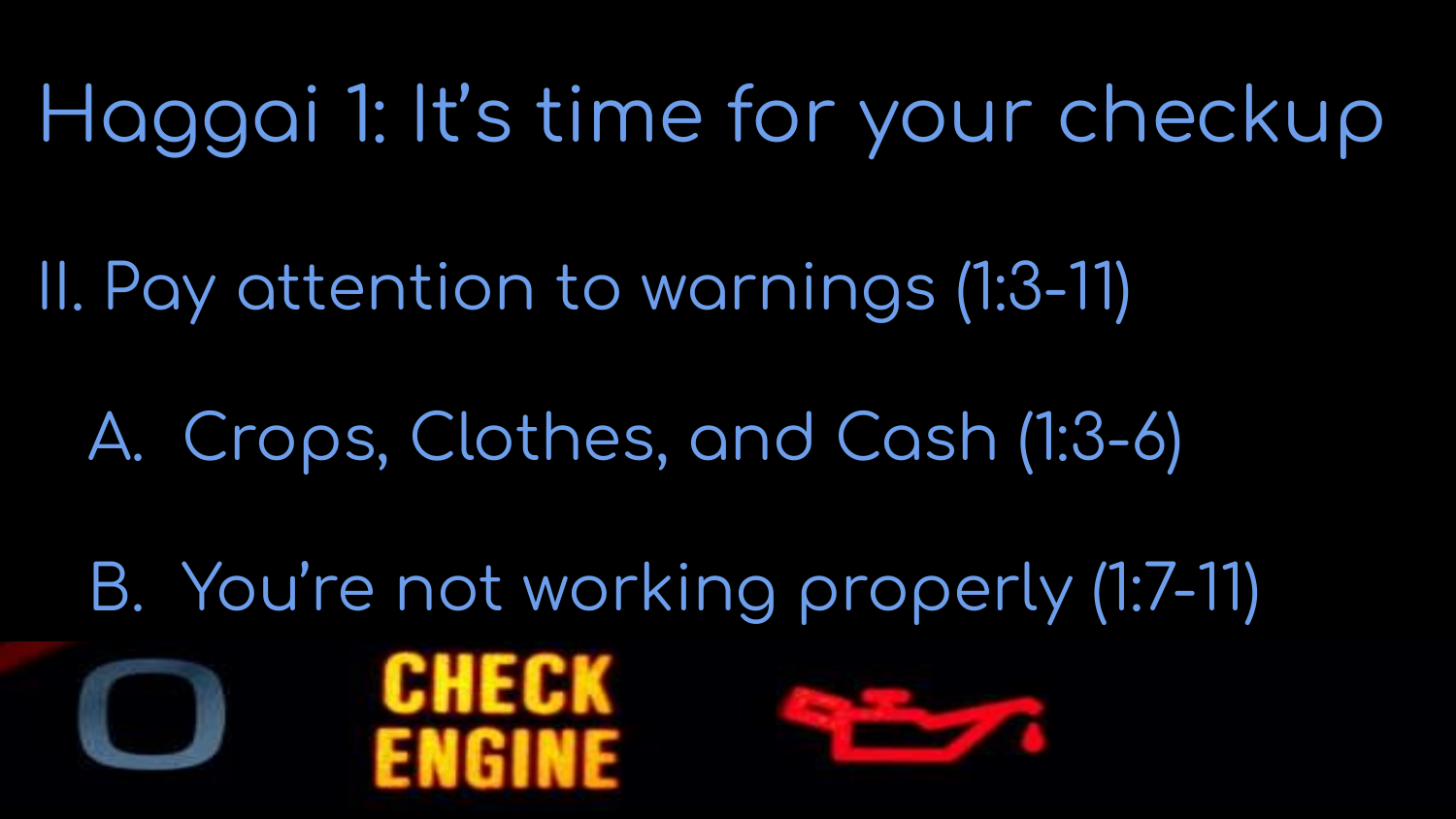# Haggai 1: It's time for your checkup

## II. Pay attention to warnings (1:3-11)

A. Crops, Clothes, and Cash (1:3-6)

B. You're not working properly (1:7-11)

CHECK ENGINE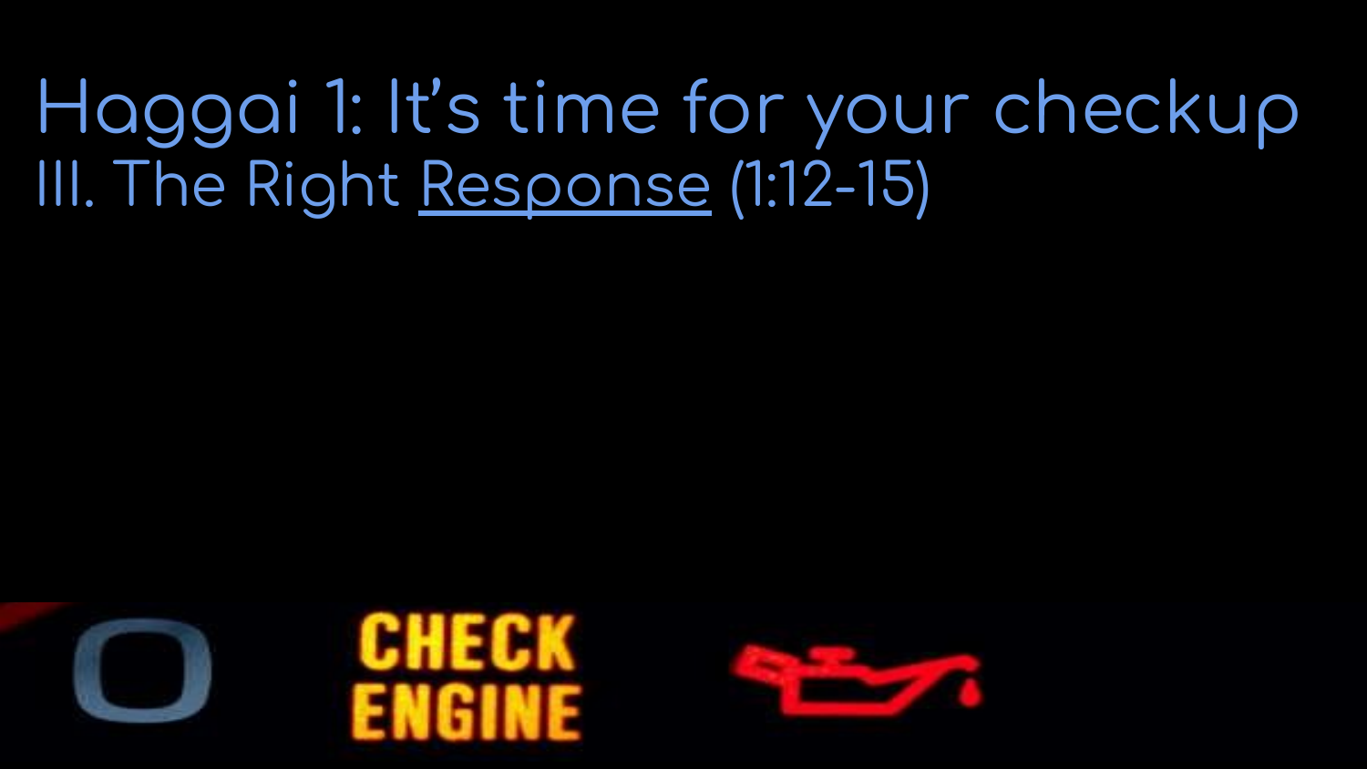# Haggai 1: It's time for your checkup

## III. The Right <u>Response</u> (1:12-15)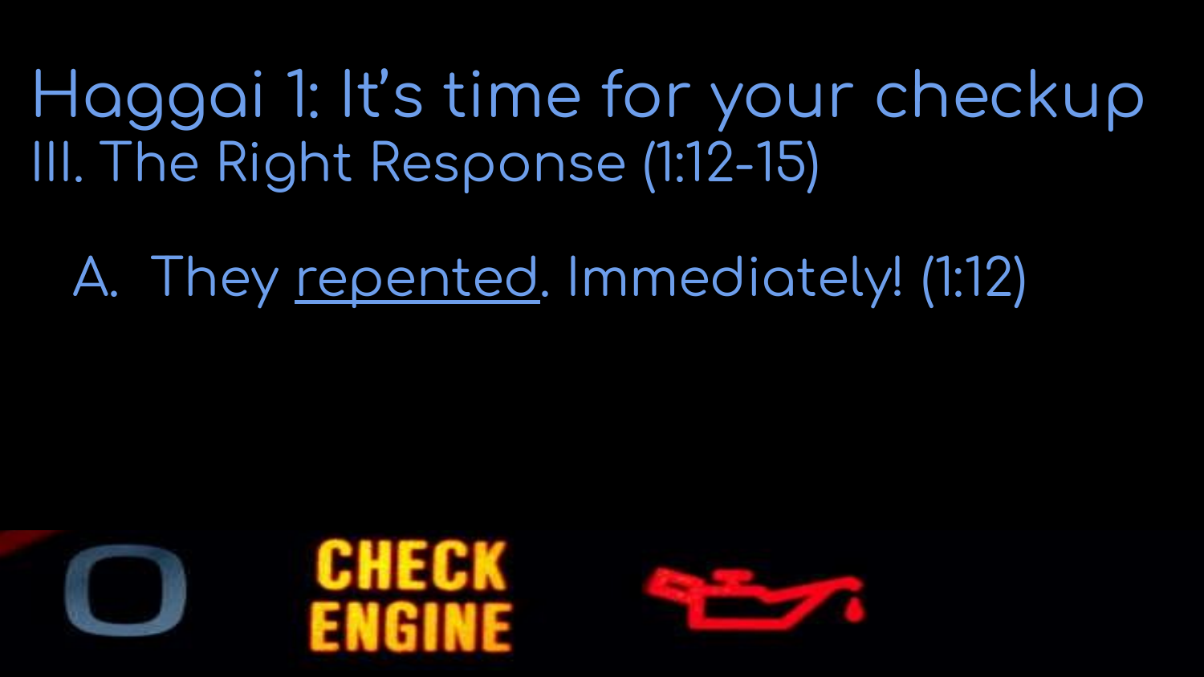# Haggai 1: It's time for your checkup

## III. The Right Response (1:12-15)

A. They <u>repented</u>. Immediately! (1:12)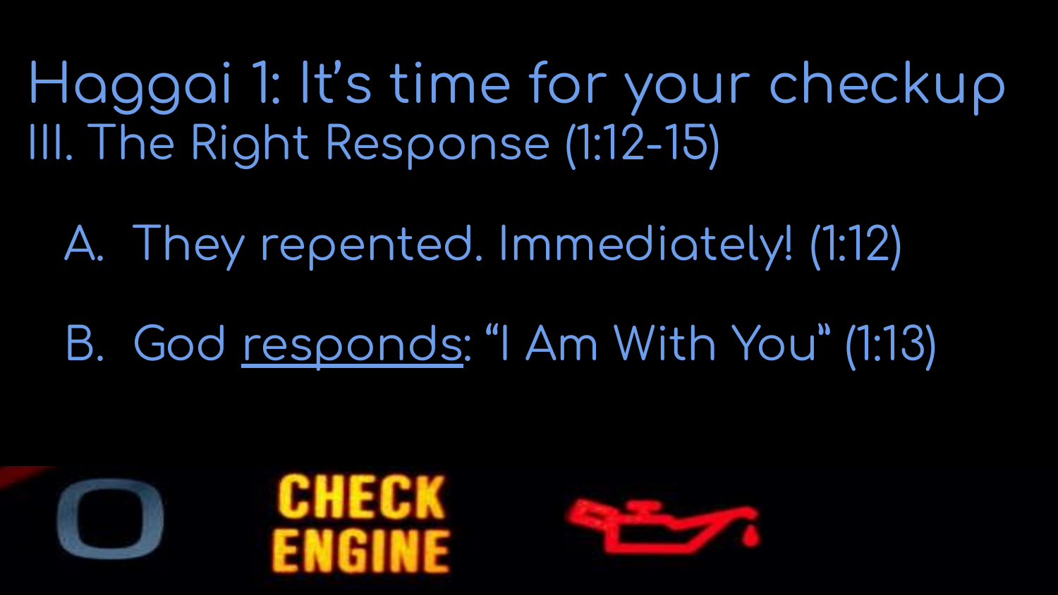# Haggai 1: It's time for your checkup

## III. The Right Response (1:12-15)

A. They repented. Immediately! (1:12)

B. God <u>responds</u>: "I Am With You" (1:13)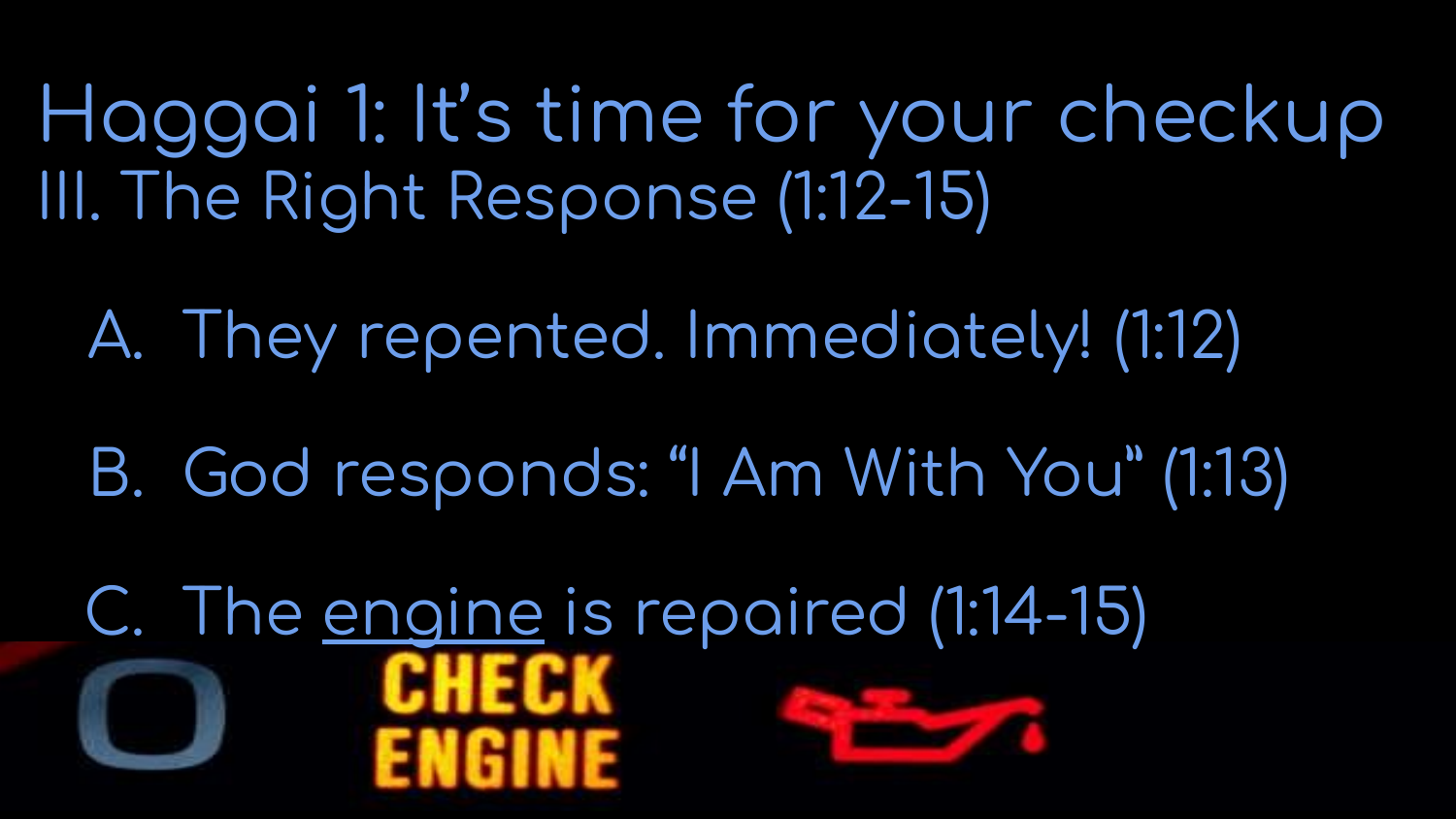# Haggai 1: It's time for your checkup

## III. The Right Response (1:12-15)

A. They repented. Immediately! (1:12)

B. God responds: "I Am With You" (1:13)

C. The <u>engine</u> is repaired (1:14-15)

CHECK ENGINE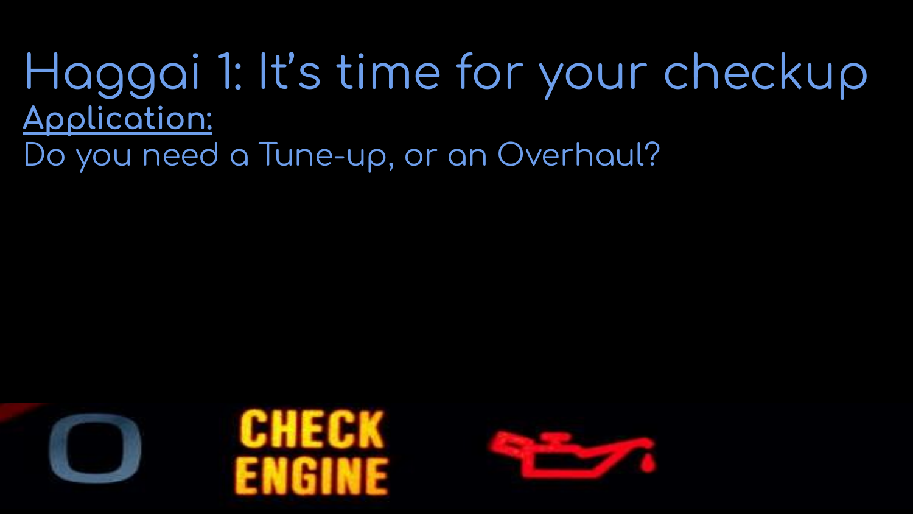# Haggai 1: It's time for your checkup

**Application:**

Do you need a Tune-up, or an Overhaul?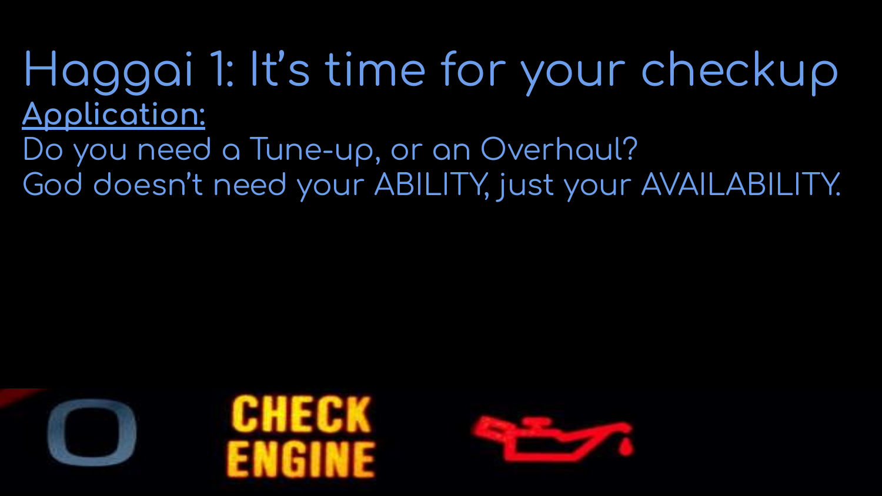# Haggai 1: It's time for your checkup

**Application:**

Do you need a Tune-up, or an Overhaul?

God doesn't need your ABILITY, just your AVAILABILITY.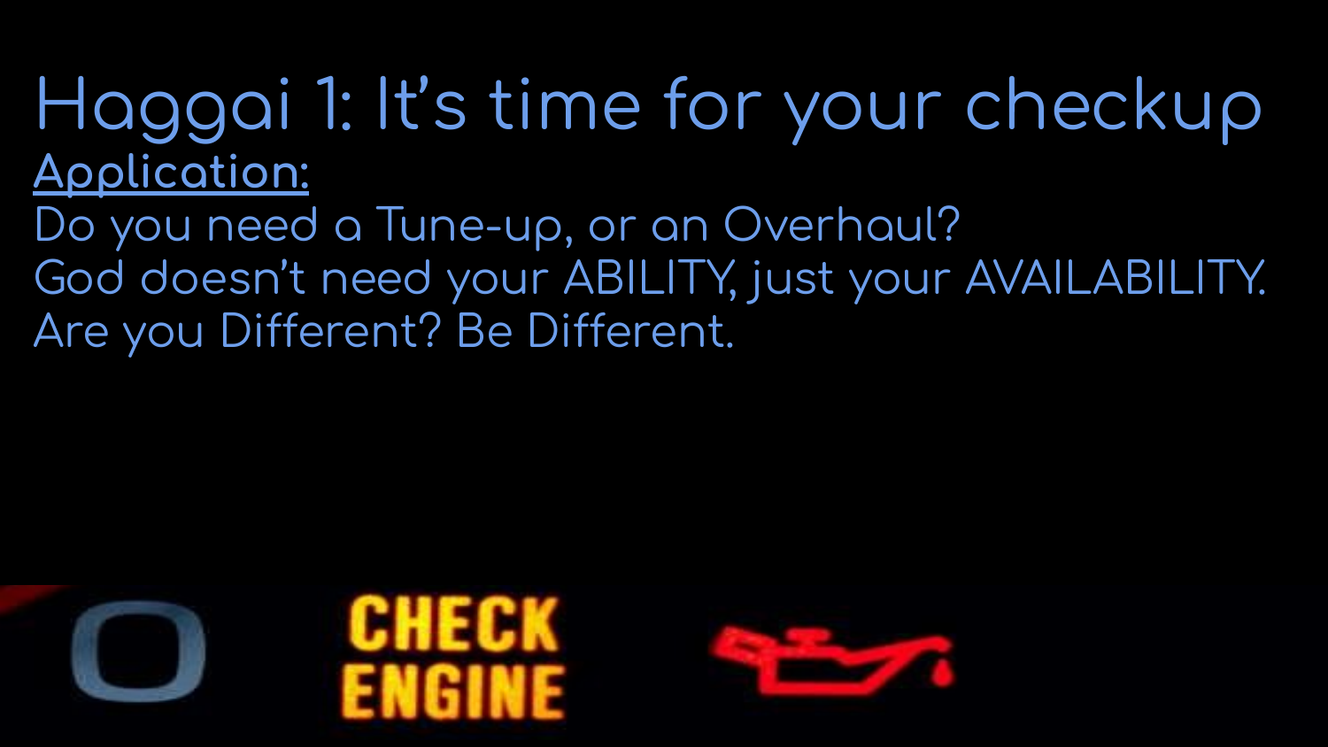# Haggai 1: It's time for your checkup

**Application:**

Do you need a Tune-up, or an Overhaul?

God doesn't need your ABILITY, just your AVAILABILITY.

Are you Different? Be Different.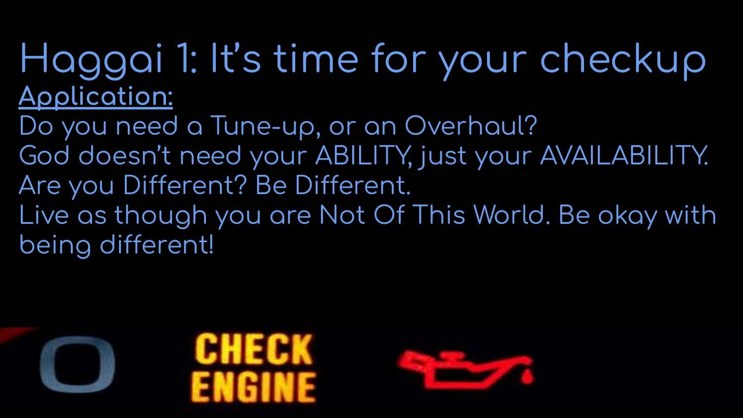# Haggai 1: It's time for your checkup

**Application:**

Do you need a Tune-up, or an Overhaul?

God doesn't need your ABILITY, just your AVAILABILITY.

Are you Different? Be Different.

Live as though you are Not Of This World. Be okay with being different!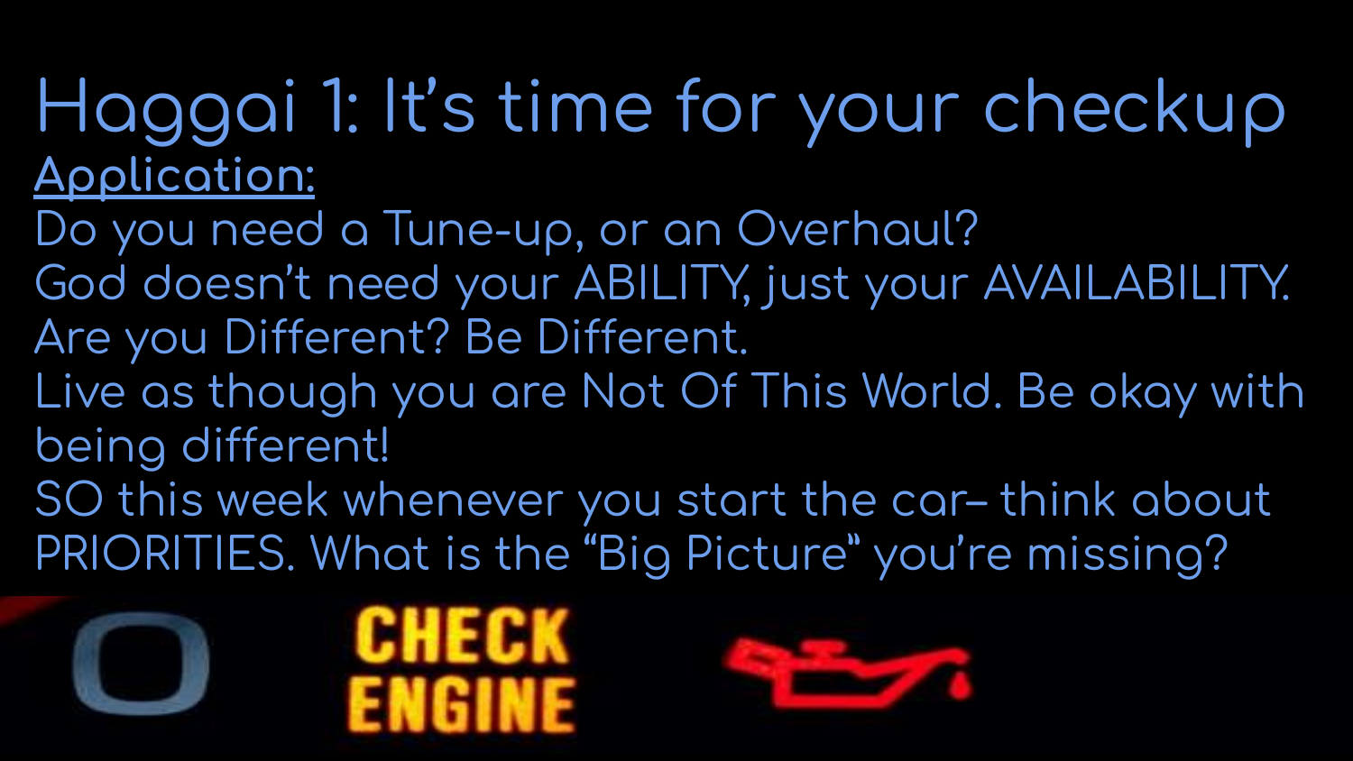# Haggai 1: It's time for your checkup

**Application:**

Do you need a Tune-up, or an Overhaul?

God doesn't need your ABILITY, just your AVAILABILITY.

Are you Different? Be Different.

Live as though you are Not Of This World. Be okay with being different!

SO this week whenever you start the car– think about PRIORITIES. What is the "Big Picture" you're missing?

CHECK ENGINE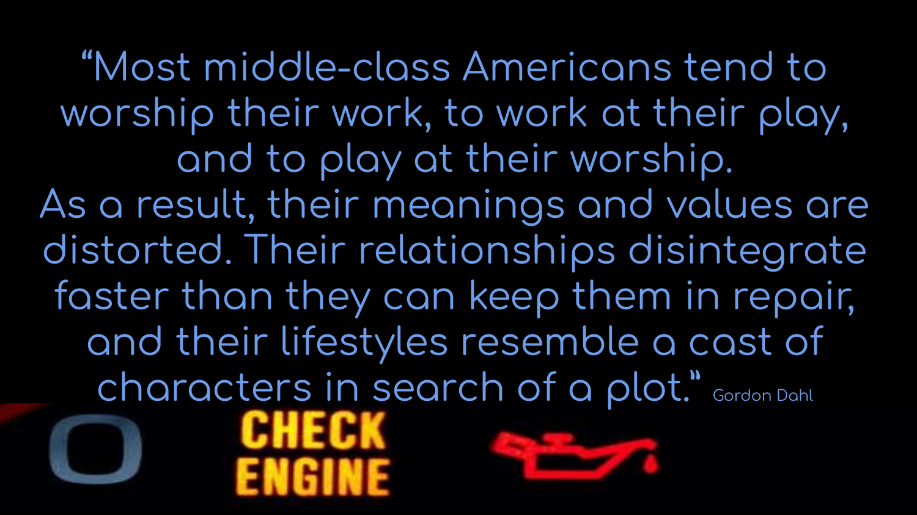"Most middle-class Americans tend to worship their work, to work at their play, and to play at their worship.
As a result, their meanings and values are distorted. Their relationships disintegrate faster than they can keep them in repair, and their lifestyles resemble a cast of characters in search of a plot." Gordon Dahl

CHECK ENGINE